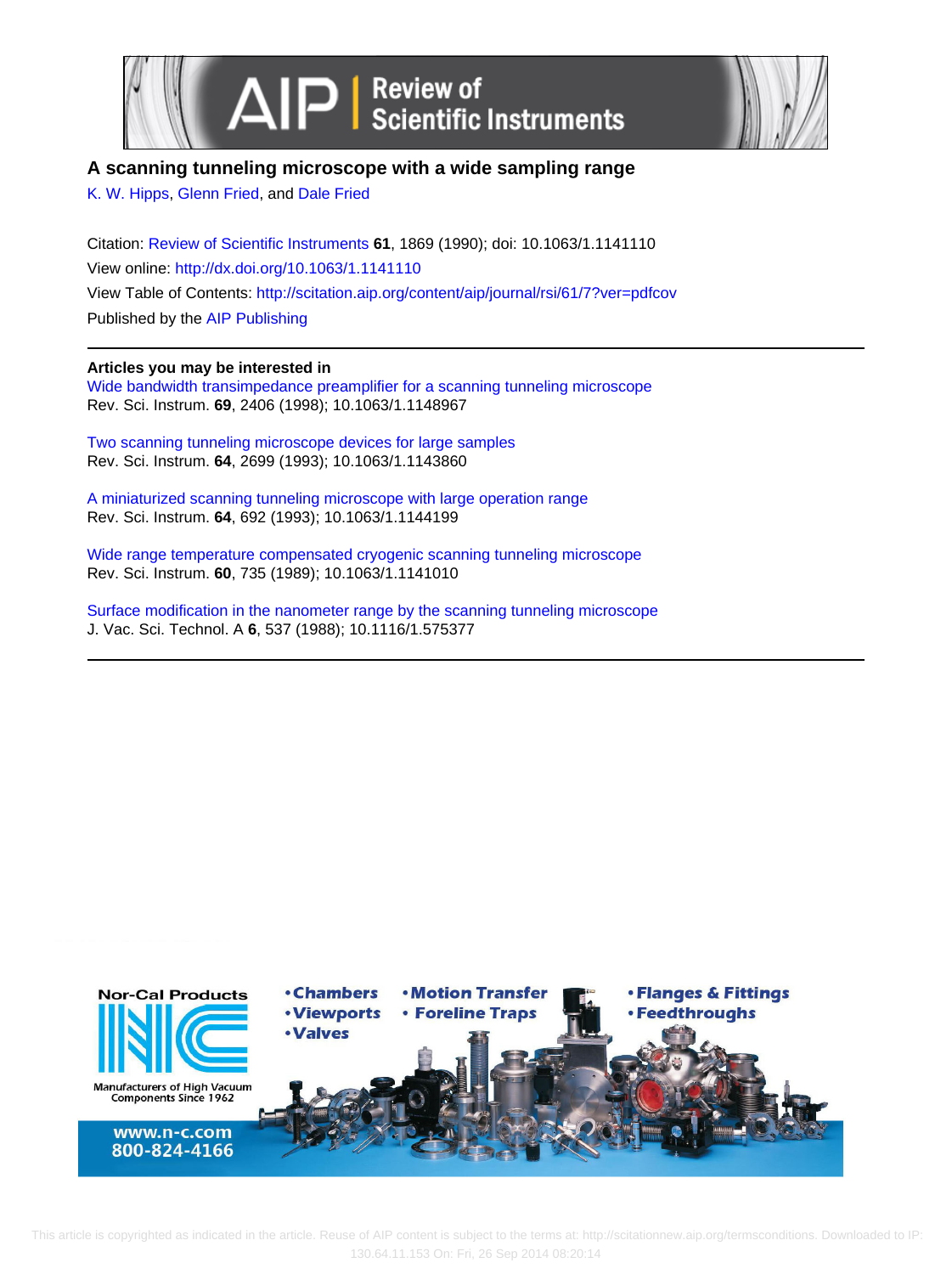# A scanning tunneling microscope with a wide sampling range

K. W. Hipps, Glenn Fried, and Dale Fried

Citation: Review of Scientific Instruments **61**, 1869 (1990); doi: 10.1063/1.1141110

View online: http://dx.doi.org/10.1063/1.1141110

View Table of Contents: http://scitation.aip.org/content/aip/journal/rsi/61/7?ver=pdfcov

Published by the AIP Publishing

---

**Articles you may be interested in**

Wide bandwidth transimpedance preamplifier for a scanning tunneling microscope
Rev. Sci. Instrum. **69**, 2406 (1998); 10.1063/1.1148967

Two scanning tunneling microscope devices for large samples
Rev. Sci. Instrum. **64**, 2699 (1993); 10.1063/1.1143860

A miniaturized scanning tunneling microscope with large operation range
Rev. Sci. Instrum. **64**, 692 (1993); 10.1063/1.1144199

Wide range temperature compensated cryogenic scanning tunneling microscope
Rev. Sci. Instrum. **60**, 735 (1989); 10.1063/1.1141010

Surface modification in the nanometer range by the scanning tunneling microscope
J. Vac. Sci. Technol. A **6**, 537 (1988); 10.1116/1.575377

---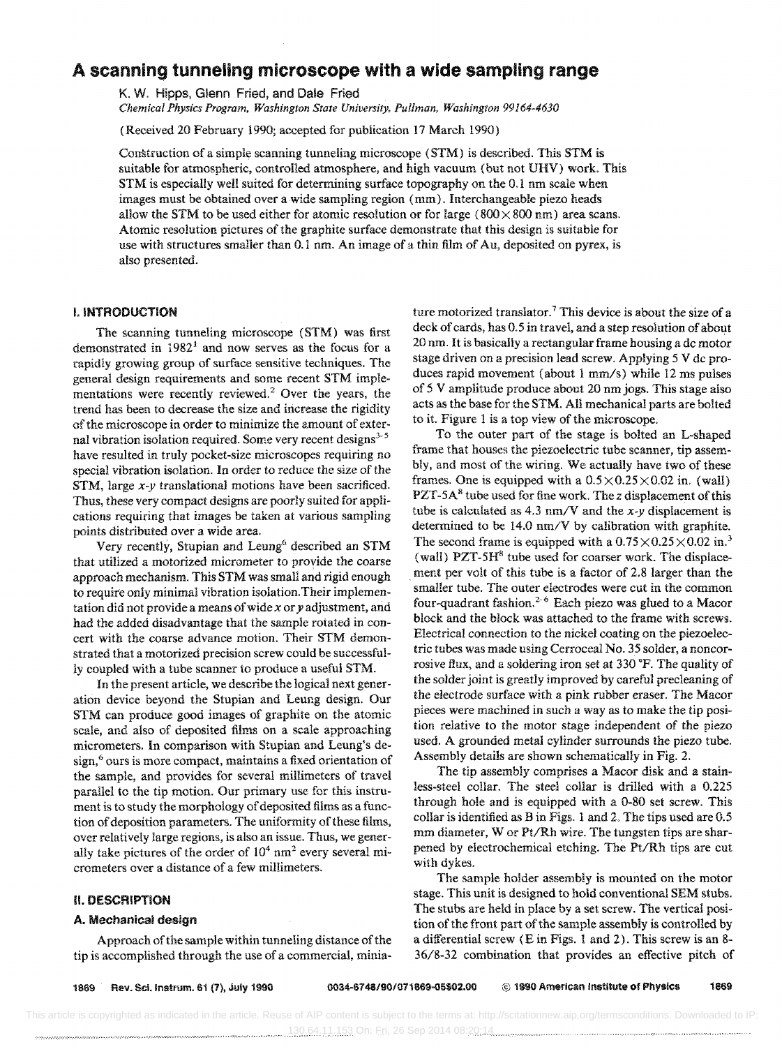# A scanning tunneling microscope with a wide sampling range

K. W. Hipps, Glenn Fried, and Dale Fried

*Chemical Physics Program, Washington State University, Pullman, Washington 99164-4630*

(Received 20 February 1990; accepted for publication 17 March 1990)

Construction of a simple scanning tunneling microscope (STM) is described. This STM is suitable for atmospheric, controlled atmosphere, and high vacuum (but not UHV) work. This STM is especially well suited for determining surface topography on the 0.1 nm scale when images must be obtained over a wide sampling region (mm). Interchangeable piezo heads allow the STM to be used either for atomic resolution or for large (800 × 800 nm) area scans. Atomic resolution pictures of the graphite surface demonstrate that this design is suitable for use with structures smaller than 0.1 nm. An image of a thin film of Au, deposited on pyrex, is also presented.

## I. INTRODUCTION

The scanning tunneling microscope (STM) was first demonstrated in 1982[1] and now serves as the focus for a rapidly growing group of surface sensitive techniques. The general design requirements and some recent STM implementations were recently reviewed.[2] Over the years, the trend has been to decrease the size and increase the rigidity of the microscope in order to minimize the amount of external vibration isolation required. Some very recent designs[3-5] have resulted in truly pocket-size microscopes requiring no special vibration isolation. In order to reduce the size of the STM, large $x$-$y$ translational motions have been sacrificed. Thus, these very compact designs are poorly suited for applications requiring that images be taken at various sampling points distributed over a wide area.

Very recently, Stupian and Leung[6] described an STM that utilized a motorized micrometer to provide the coarse approach mechanism. This STM was small and rigid enough to require only minimal vibration isolation. Their implementation did not provide a means of wide $x$ or $y$ adjustment, and had the added disadvantage that the sample rotated in concert with the coarse advance motion. Their STM demonstrated that a motorized precision screw could be successfully coupled with a tube scanner to produce a useful STM.

In the present article, we describe the logical next generation device beyond the Stupian and Leung design. Our STM can produce good images of graphite on the atomic scale, and also of deposited films on a scale approaching micrometers. In comparison with Stupian and Leung's design,[6] ours is more compact, maintains a fixed orientation of the sample, and provides for several millimeters of travel parallel to the tip motion. Our primary use for this instrument is to study the morphology of deposited films as a function of deposition parameters. The uniformity of these films, over relatively large regions, is also an issue. Thus, we generally take pictures of the order of $10^4$ nm$^2$ every several micrometers over a distance of a few millimeters.

## II. DESCRIPTION

### A. Mechanical design

Approach of the sample within tunneling distance of the tip is accomplished through the use of a commercial, miniature motorized translator.[7] This device is about the size of a deck of cards, has 0.5 in travel, and a step resolution of about 20 nm. It is basically a rectangular frame housing a dc motor stage driven on a precision lead screw. Applying 5 V dc produces rapid movement (about 1 mm/s) while 12 ms pulses of 5 V amplitude produce about 20 nm jogs. This stage also acts as the base for the STM. All mechanical parts are bolted to it. Figure 1 is a top view of the microscope.

To the outer part of the stage is bolted an L-shaped frame that houses the piezoelectric tube scanner, tip assembly, and most of the wiring. We actually have two of these frames. One is equipped with a 0.5 × 0.25 × 0.02 in. (wall) PZT-5A[8] tube used for fine work. The $z$ displacement of this tube is calculated as 4.3 nm/V and the $x$-$y$ displacement is determined to be 14.0 nm/V by calibration with graphite. The second frame is equipped with a 0.75 × 0.25 × 0.02 in.[3] (wall) PZT-5H[8] tube used for coarser work. The displacement per volt of this tube is a factor of 2.8 larger than the smaller tube. The outer electrodes were cut in the common four-quadrant fashion.[2-6] Each piezo was glued to a Macor block and the block was attached to the frame with screws. Electrical connection to the nickel coating on the piezoelectric tubes was made using Cerroceal No. 35 solder, a noncorrosive flux, and a soldering iron set at 330 °F. The quality of the solder joint is greatly improved by careful precleaning of the electrode surface with a pink rubber eraser. The Macor pieces were machined in such a way as to make the tip position relative to the motor stage independent of the piezo used. A grounded metal cylinder surrounds the piezo tube. Assembly details are shown schematically in Fig. 2.

The tip assembly comprises a Macor disk and a stainless-steel collar. The steel collar is drilled with a 0.225 through hole and is equipped with a 0-80 set screw. This collar is identified as B in Figs. 1 and 2. The tips used are 0.5 mm diameter, W or Pt/Rh wire. The tungsten tips are sharpened by electrochemical etching. The Pt/Rh tips are cut with dykes.

The sample holder assembly is mounted on the motor stage. This unit is designed to hold conventional SEM stubs. The stubs are held in place by a set screw. The vertical position of the front part of the sample assembly is controlled by a differential screw (E in Figs. 1 and 2). This screw is an 8-36/8-32 combination that provides an effective pitch of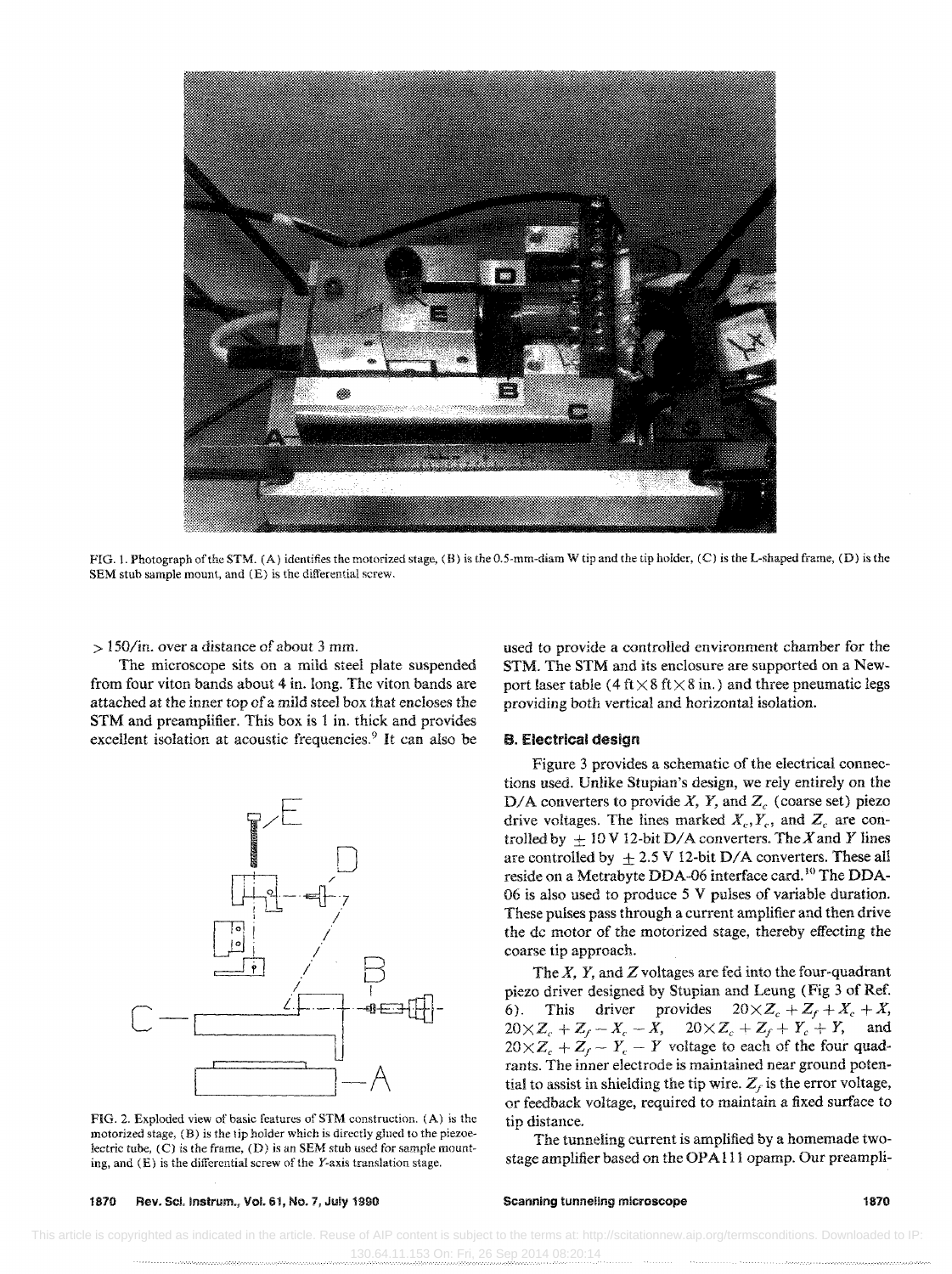FIG. 1. Photograph of the STM. (A) identifies the motorized stage, (B) is the 0.5-mm-diam W tip and the tip holder, (C) is the L-shaped frame, (D) is the SEM stub sample mount, and (E) is the differential screw.

> 150/in. over a distance of about 3 mm.

The microscope sits on a mild steel plate suspended from four viton bands about 4 in. long. The viton bands are attached at the inner top of a mild steel box that encloses the STM and preamplifier. This box is 1 in. thick and provides excellent isolation at acoustic frequencies.[9] It can also be used to provide a controlled environment chamber for the STM. The STM and its enclosure are supported on a Newport laser table (4 ft$\times$8 ft$\times$8 in.) and three pneumatic legs providing both vertical and horizontal isolation.

FIG. 2. Exploded view of basic features of STM construction. (A) is the motorized stage, (B) is the tip holder which is directly glued to the piezoelectric tube, (C) is the frame, (D) is an SEM stub used for sample mounting, and (E) is the differential screw of the $Y$-axis translation stage.

### B. Electrical design

Figure 3 provides a schematic of the electrical connections used. Unlike Stupian's design, we rely entirely on the D/A converters to provide $X$, $Y$, and $Z_c$ (coarse set) piezo drive voltages. The lines marked $X_c$, $Y_c$, and $Z_c$ are controlled by $\pm 10$ V 12-bit D/A converters. The $X$ and $Y$ lines are controlled by $\pm 2.5$ V 12-bit D/A converters. These all reside on a Metrabyte DDA-06 interface card.[10] The DDA-06 is also used to produce 5 V pulses of variable duration. These pulses pass through a current amplifier and then drive the dc motor of the motorized stage, thereby effecting the coarse tip approach.

The $X$, $Y$, and $Z$ voltages are fed into the four-quadrant piezo driver designed by Stupian and Leung (Fig 3 of Ref. 6). This driver provides $20\times Z_c + Z_f + X_c + X$, $20\times Z_c + Z_f - X_c - X$, $20\times Z_c + Z_f + Y_c + Y$, and $20\times Z_c + Z_f - Y_c - Y$ voltage to each of the four quadrants. The inner electrode is maintained near ground potential to assist in shielding the tip wire. $Z_f$ is the error voltage, or feedback voltage, required to maintain a fixed surface to tip distance.

The tunneling current is amplified by a homemade two-stage amplifier based on the OPA111 opamp. Our preampli-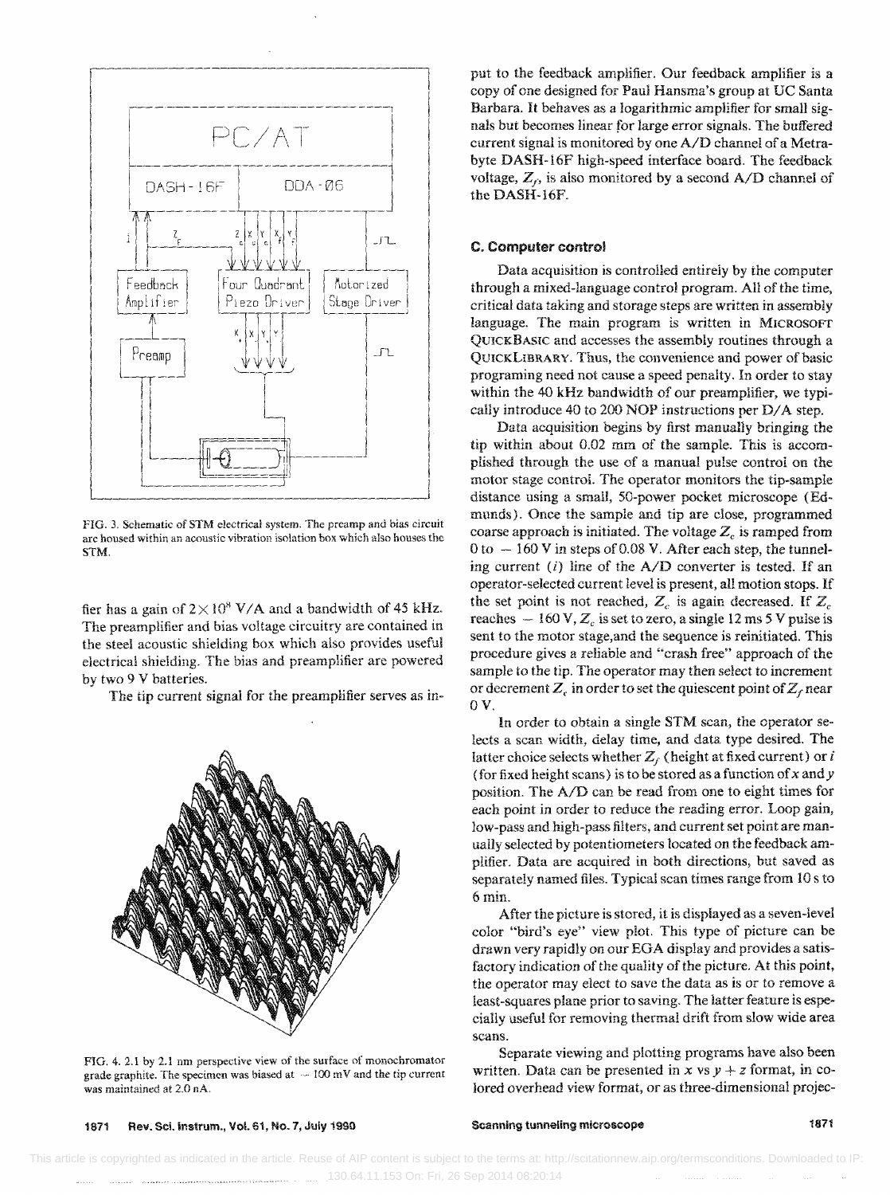FIG. 3. Schematic of STM electrical system. The preamp and bias circuit are housed within an acoustic vibration isolation box which also houses the STM.

fier has a gain of $2 \times 10^8$ V/A and a bandwidth of 45 kHz. The preamplifier and bias voltage circuitry are contained in the steel acoustic shielding box which also provides useful electrical shielding. The bias and preamplifier are powered by two 9 V batteries.

The tip current signal for the preamplifier serves as input to the feedback amplifier. Our feedback amplifier is a copy of one designed for Paul Hansma's group at UC Santa Barbara. It behaves as a logarithmic amplifier for small signals but becomes linear for large error signals. The buffered current signal is monitored by one A/D channel of a Metrabyte DASH-16F high-speed interface board. The feedback voltage, $Z_f$, is also monitored by a second A/D channel of the DASH-16F.

FIG. 4. 2.1 by 2.1 nm perspective view of the surface of monochromator grade graphite. The specimen was biased at $-100$ mV and the tip current was maintained at 2.0 nA.

### C. Computer control

Data acquisition is controlled entirely by the computer through a mixed-language control program. All of the time, critical data taking and storage steps are written in assembly language. The main program is written in MICROSOFT QUICKBASIC and accesses the assembly routines through a QUICKLIBRARY. Thus, the convenience and power of basic programing need not cause a speed penalty. In order to stay within the 40 kHz bandwidth of our preamplifier, we typically introduce 40 to 200 NOP instructions per D/A step.

Data acquisition begins by first manually bringing the tip within about 0.02 mm of the sample. This is accomplished through the use of a manual pulse control on the motor stage control. The operator monitors the tip-sample distance using a small, 50-power pocket microscope (Edmunds). Once the sample and tip are close, programmed coarse approach is initiated. The voltage $Z_c$ is ramped from 0 to $-160$ V in steps of 0.08 V. After each step, the tunneling current ($i$) line of the A/D converter is tested. If an operator-selected current level is present, all motion stops. If the set point is not reached, $Z_c$ is again decreased. If $Z_c$ reaches $-160$ V, $Z_c$ is set to zero, a single 12 ms 5 V pulse is sent to the motor stage, and the sequence is reinitiated. This procedure gives a reliable and "crash free" approach of the sample to the tip. The operator may then select to increment or decrement $Z_c$ in order to set the quiescent point of $Z_f$ near 0 V.

In order to obtain a single STM scan, the operator selects a scan width, delay time, and data type desired. The latter choice selects whether $Z_f$ (height at fixed current) or $i$ (for fixed height scans) is to be stored as a function of $x$ and $y$ position. The A/D can be read from one to eight times for each point in order to reduce the reading error. Loop gain, low-pass and high-pass filters, and current set point are manually selected by potentiometers located on the feedback amplifier. Data are acquired in both directions, but saved as separately named files. Typical scan times range from 10 s to 6 min.

After the picture is stored, it is displayed as a seven-level color "bird's eye" view plot. This type of picture can be drawn very rapidly on our EGA display and provides a satisfactory indication of the quality of the picture. At this point, the operator may elect to save the data as is or to remove a least-squares plane prior to saving. The latter feature is especially useful for removing thermal drift from slow wide area scans.

Separate viewing and plotting programs have also been written. Data can be presented in $x$ vs $y + z$ format, in colored overhead view format, or as three-dimensional projec-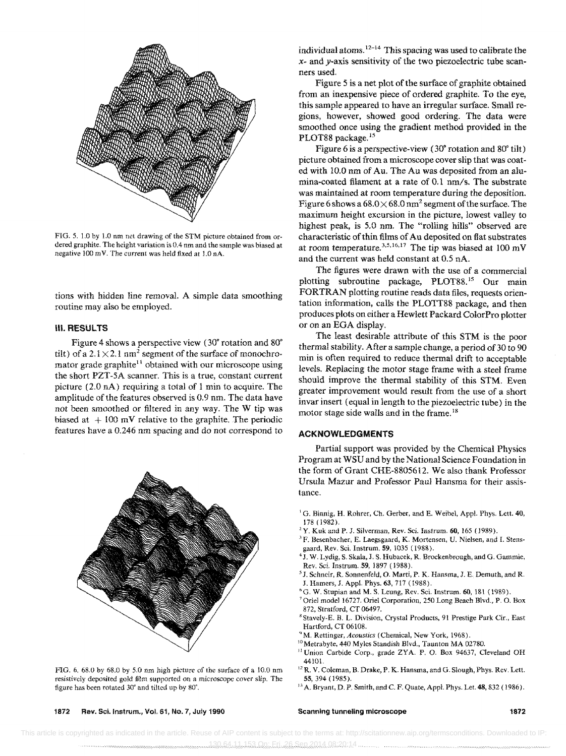FIG. 5. 1.0 by 1.0 nm net drawing of the STM picture obtained from ordered graphite. The height variation is 0.4 nm and the sample was biased at negative 100 mV. The current was held fixed at 1.0 nA.

tions with hidden line removal. A simple data smoothing routine may also be employed.

## III. RESULTS

Figure 4 shows a perspective view (30° rotation and 80° tilt) of a $2.1 \times 2.1$ nm$^2$ segment of the surface of monochromator grade graphite[11] obtained with our microscope using the short PZT-5A scanner. This is a true, constant current picture (2.0 nA) requiring a total of 1 min to acquire. The amplitude of the features observed is 0.9 nm. The data have not been smoothed or filtered in any way. The W tip was biased at + 100 mV relative to the graphite. The periodic features have a 0.246 nm spacing and do not correspond to individual atoms.[12–14] This spacing was used to calibrate the $x$- and $y$-axis sensitivity of the two piezoelectric tube scanners used.

Figure 5 is a net plot of the surface of graphite obtained from an inexpensive piece of ordered graphite. To the eye, this sample appeared to have an irregular surface. Small regions, however, showed good ordering. The data were smoothed once using the gradient method provided in the PLOT88 package.[15]

Figure 6 is a perspective-view (30° rotation and 80° tilt) picture obtained from a microscope cover slip that was coated with 10.0 nm of Au. The Au was deposited from an alumina-coated filament at a rate of 0.1 nm/s. The substrate was maintained at room temperature during the deposition. Figure 6 shows a $68.0 \times 68.0$ nm$^2$ segment of the surface. The maximum height excursion in the picture, lowest valley to highest peak, is 5.0 nm. The "rolling hills" observed are characteristic of thin films of Au deposited on flat substrates at room temperature.[3,5,16,17] The tip was biased at 100 mV and the current was held constant at 0.5 nA.

The figures were drawn with the use of a commercial plotting subroutine package, PLOT88.[15] Our main FORTRAN plotting routine reads data files, requests orientation information, calls the PLOTT88 package, and then produces plots on either a Hewlett Packard ColorPro plotter or on an EGA display.

The least desirable attribute of this STM is the poor thermal stability. After a sample change, a period of 30 to 90 min is often required to reduce thermal drift to acceptable levels. Replacing the motor stage frame with a steel frame should improve the thermal stability of this STM. Even greater improvement would result from the use of a short invar insert (equal in length to the piezoelectric tube) in the motor stage side walls and in the frame.[18]

FIG. 6. 68.0 by 68.0 by 5.0 nm high picture of the surface of a 10.0 nm resistively deposited gold film supported on a microscope cover slip. The figure has been rotated 30° and tilted up by 80°.

## ACKNOWLEDGMENTS

Partial support was provided by the Chemical Physics Program at WSU and by the National Science Foundation in the form of Grant CHE-8805612. We also thank Professor Ursula Mazur and Professor Paul Hansma for their assistance.

[1] G. Binnig, H. Rohrer, Ch. Gerber, and E. Weibel, Appl. Phys. Lett. **40**, 178 (1982).

[2] Y. Kuk and P. J. Silverman, Rev. Sci. Instrum. **60**, 165 (1989).

[3] F. Besenbacher, E. Laegsgaard, K. Mortensen, U. Nielsen, and I. Stensgaard, Rev. Sci. Instrum. **59**, 1035 (1988).

[4] J. W. Lydig, S. Skala, J. S. Hubacek, R. Brockenbrough, and G. Gammie, Rev. Sci. Instrum. **59**, 1897 (1988).

[5] J. Schneir, R. Sonnenfeld, O. Marti, P. K. Hansma, J. E. Demuth, and R. J. Hamers, J. Appl. Phys. **63**, 717 (1988).

[6] G. W. Stupian and M. S. Leung, Rev. Sci. Instrum. **60**, 181 (1989).

[7] Oriel model 16727. Oriel Corporation, 250 Long Beach Blvd., P. O. Box 872, Stratford, CT 06497.

[8] Stavely-E. B. L. Division, Crystal Products, 91 Prestige Park Cir., East Hartford, CT 06108.

[9] M. Rettinger, *Acoustics* (Chemical, New York, 1968).

[10] Metrabyte, 440 Myles Standish Blvd., Taunton MA 02780.

[11] Union Carbide Corp., grade ZYA. P. O. Box 94637, Cleveland OH 44101.

[12] R. V. Coleman, B. Drake, P. K. Hansma, and G. Slough, Phys. Rev. Lett. **55**, 394 (1985).

[13] A. Bryant, D. P. Smith, and C. F. Quate, Appl. Phys. Let. **48**, 832 (1986).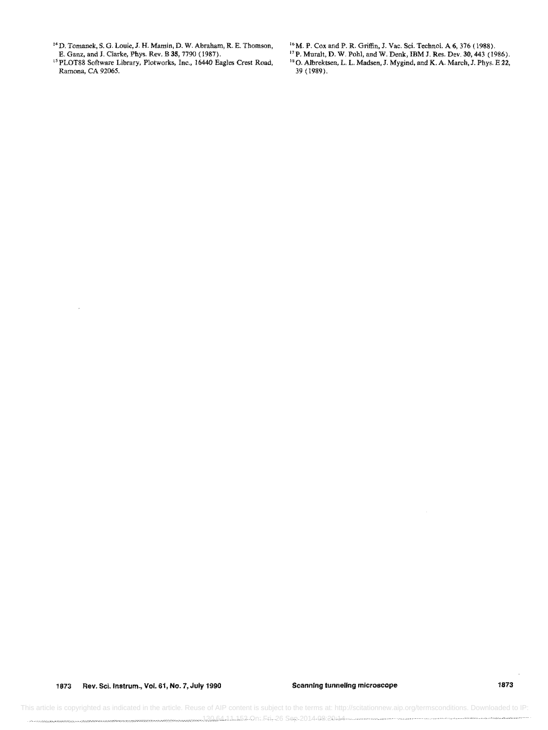[14] D. Tomanek, S. G. Louie, J. H. Mamin, D. W. Abraham, R. E. Thomson, E. Ganz, and J. Clarke, Phys. Rev. B **35**, 7790 (1987).

[15] PLOT88 Software Library, Plotworks, Inc., 16440 Eagles Crest Road, Ramona, CA 92065.

[16] M. P. Cox and P. R. Griffin, J. Vac. Sci. Technol. A **6**, 376 (1988).

[17] P. Muralt, D. W. Pohl, and W. Denk, IBM J. Res. Dev. **30**, 443 (1986).

[18] O. Albrektsen, L. L. Madsen, J. Mygind, and K. A. March, J. Phys. E **22**, 39 (1989).